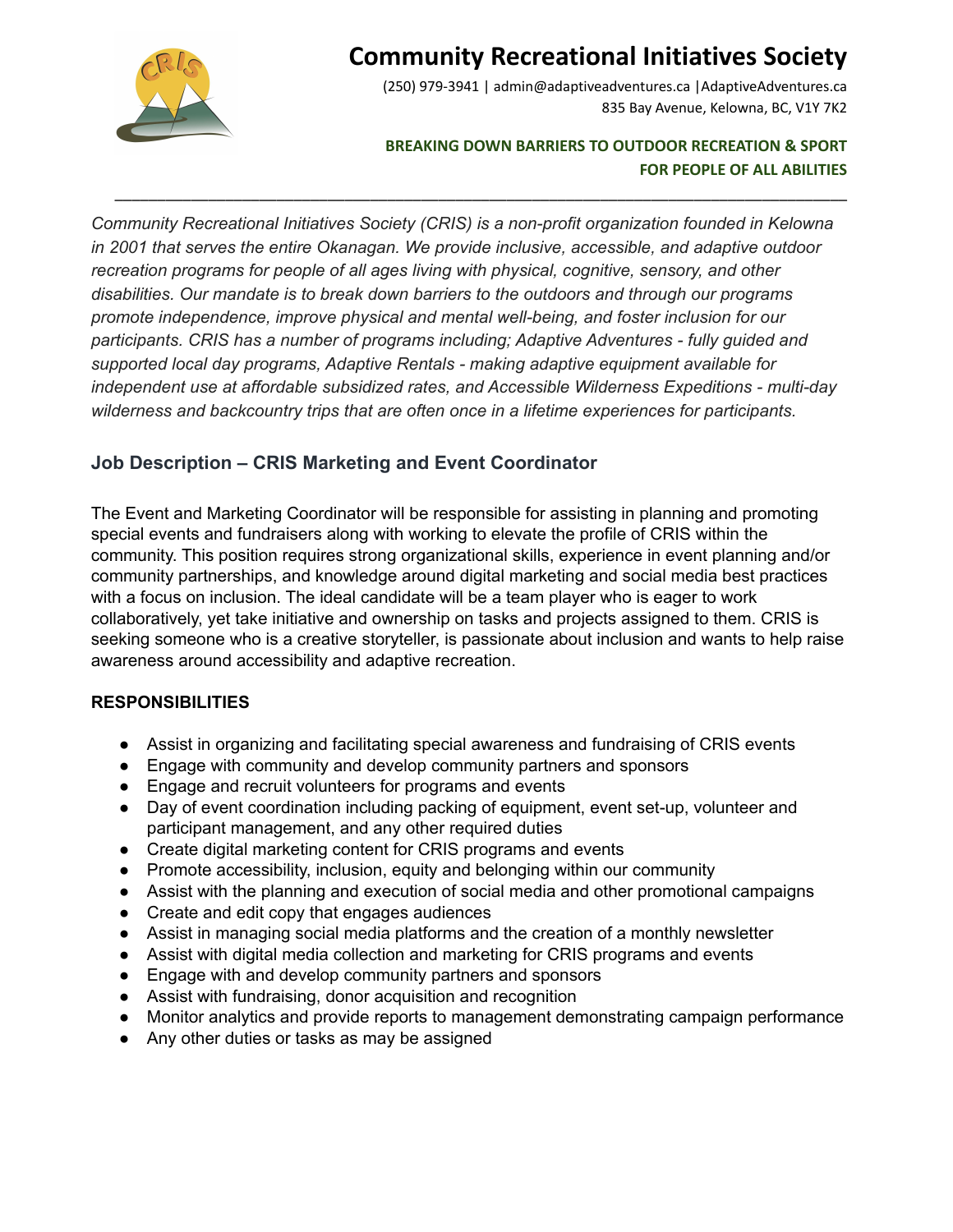# Community Recreational Initiatives Society

(250) 979-3941 | admin@adaptiveadventures.ca | AdaptiveAdventures.ca
835 Bay Avenue, Kelowna, BC, V1Y 7K2

**BREAKING DOWN BARRIERS TO OUTDOOR RECREATION & SPORT FOR PEOPLE OF ALL ABILITIES**

---

*Community Recreational Initiatives Society (CRIS) is a non-profit organization founded in Kelowna in 2001 that serves the entire Okanagan. We provide inclusive, accessible, and adaptive outdoor recreation programs for people of all ages living with physical, cognitive, sensory, and other disabilities. Our mandate is to break down barriers to the outdoors and through our programs promote independence, improve physical and mental well-being, and foster inclusion for our participants. CRIS has a number of programs including; Adaptive Adventures - fully guided and supported local day programs, Adaptive Rentals - making adaptive equipment available for independent use at affordable subsidized rates, and Accessible Wilderness Expeditions - multi-day wilderness and backcountry trips that are often once in a lifetime experiences for participants.*

## Job Description – CRIS Marketing and Event Coordinator

The Event and Marketing Coordinator will be responsible for assisting in planning and promoting special events and fundraisers along with working to elevate the profile of CRIS within the community. This position requires strong organizational skills, experience in event planning and/or community partnerships, and knowledge around digital marketing and social media best practices with a focus on inclusion. The ideal candidate will be a team player who is eager to work collaboratively, yet take initiative and ownership on tasks and projects assigned to them. CRIS is seeking someone who is a creative storyteller, is passionate about inclusion and wants to help raise awareness around accessibility and adaptive recreation.

**RESPONSIBILITIES**

- Assist in organizing and facilitating special awareness and fundraising of CRIS events
- Engage with community and develop community partners and sponsors
- Engage and recruit volunteers for programs and events
- Day of event coordination including packing of equipment, event set-up, volunteer and participant management, and any other required duties
- Create digital marketing content for CRIS programs and events
- Promote accessibility, inclusion, equity and belonging within our community
- Assist with the planning and execution of social media and other promotional campaigns
- Create and edit copy that engages audiences
- Assist in managing social media platforms and the creation of a monthly newsletter
- Assist with digital media collection and marketing for CRIS programs and events
- Engage with and develop community partners and sponsors
- Assist with fundraising, donor acquisition and recognition
- Monitor analytics and provide reports to management demonstrating campaign performance
- Any other duties or tasks as may be assigned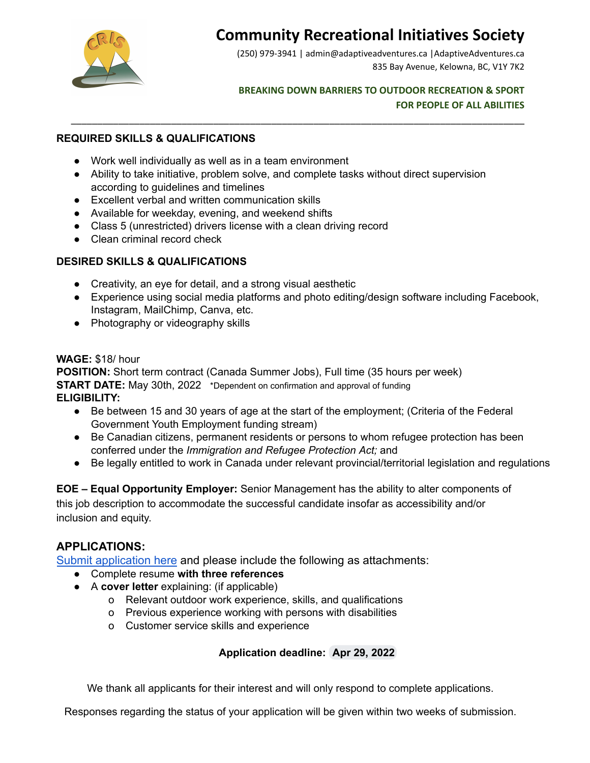# Community Recreational Initiatives Society

(250) 979-3941 | admin@adaptiveadventures.ca |AdaptiveAdventures.ca
835 Bay Avenue, Kelowna, BC, V1Y 7K2

**BREAKING DOWN BARRIERS TO OUTDOOR RECREATION & SPORT FOR PEOPLE OF ALL ABILITIES**

---

**REQUIRED SKILLS & QUALIFICATIONS**

- Work well individually as well as in a team environment
- Ability to take initiative, problem solve, and complete tasks without direct supervision according to guidelines and timelines
- Excellent verbal and written communication skills
- Available for weekday, evening, and weekend shifts
- Class 5 (unrestricted) drivers license with a clean driving record
- Clean criminal record check

**DESIRED SKILLS & QUALIFICATIONS**

- Creativity, an eye for detail, and a strong visual aesthetic
- Experience using social media platforms and photo editing/design software including Facebook, Instagram, MailChimp, Canva, etc.
- Photography or videography skills

**WAGE:** $18/ hour
**POSITION:** Short term contract (Canada Summer Jobs), Full time (35 hours per week)
**START DATE:** May 30th, 2022 *Dependent on confirmation and approval of funding
**ELIGIBILITY:**

- Be between 15 and 30 years of age at the start of the employment; (Criteria of the Federal Government Youth Employment funding stream)
- Be Canadian citizens, permanent residents or persons to whom refugee protection has been conferred under the *Immigration and Refugee Protection Act;* and
- Be legally entitled to work in Canada under relevant provincial/territorial legislation and regulations

**EOE – Equal Opportunity Employer:** Senior Management has the ability to alter components of this job description to accommodate the successful candidate insofar as accessibility and/or inclusion and equity.

## APPLICATIONS:

Submit application here and please include the following as attachments:

- Complete resume **with three references**
- A **cover letter** explaining: (if applicable)
  - Relevant outdoor work experience, skills, and qualifications
  - Previous experience working with persons with disabilities
  - Customer service skills and experience

**Application deadline: Apr 29, 2022**

We thank all applicants for their interest and will only respond to complete applications.

Responses regarding the status of your application will be given within two weeks of submission.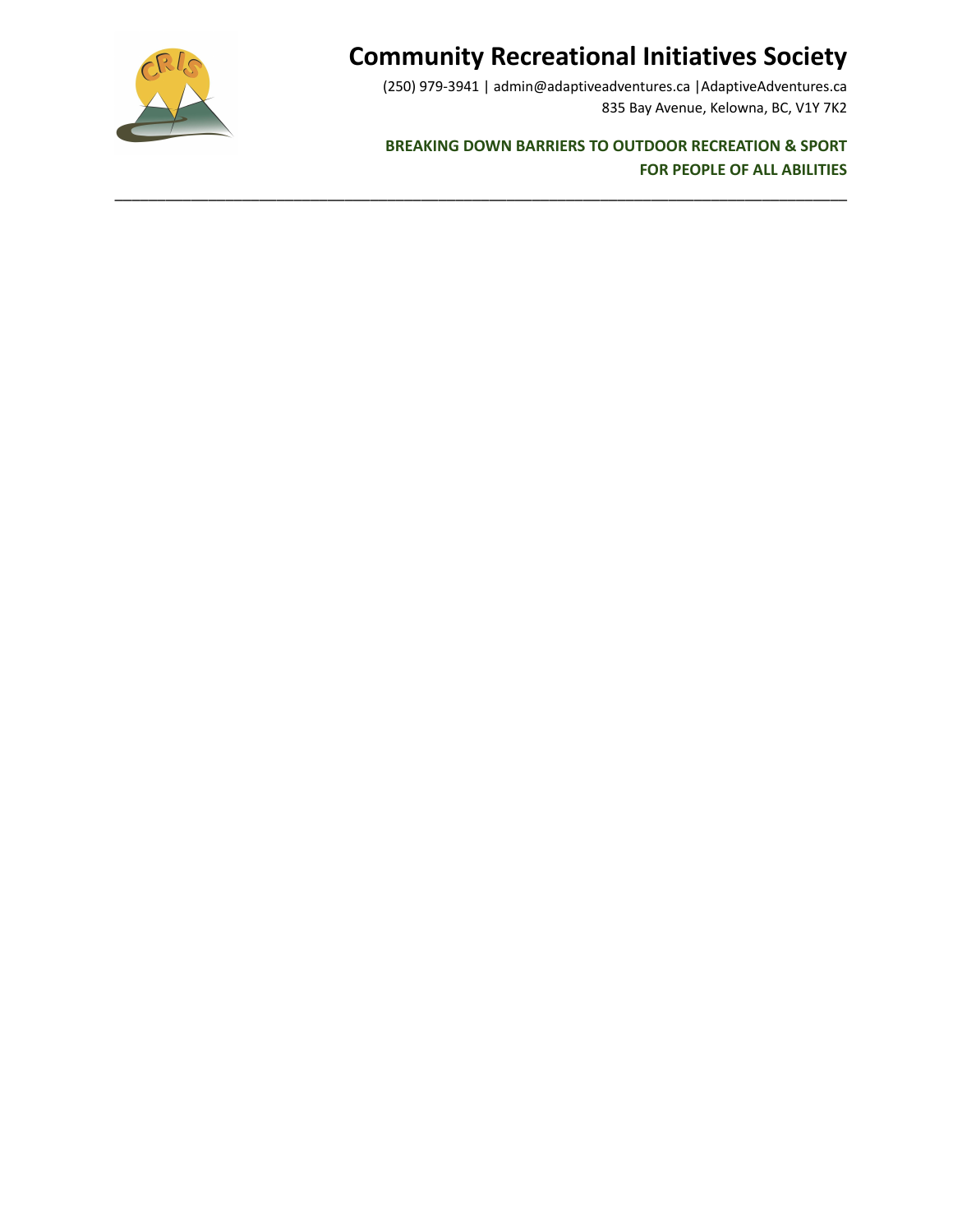# Community Recreational Initiatives Society

(250) 979-3941 | admin@adaptiveadventures.ca |AdaptiveAdventures.ca
835 Bay Avenue, Kelowna, BC, V1Y 7K2

**BREAKING DOWN BARRIERS TO OUTDOOR RECREATION & SPORT FOR PEOPLE OF ALL ABILITIES**

---